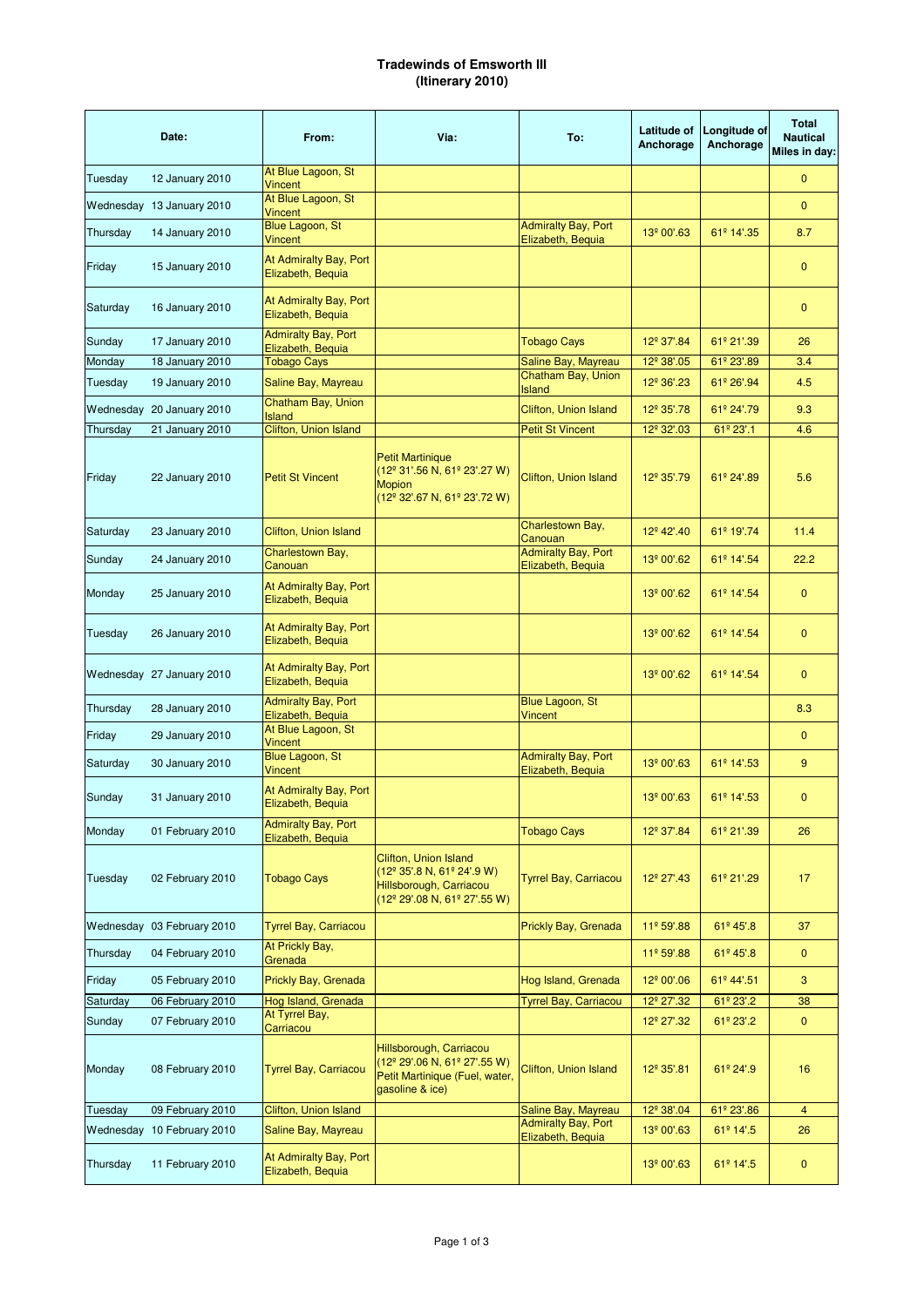# Tradewinds of Emsworth III
## (Itinerary 2010)

| Date: | | From: | Via: | To: | Latitude of Anchorage | Longitude of Anchorage | Total Nautical Miles in day: |
|---|---|---|---|---|---|---|---|
| Tuesday | 12 January 2010 | At Blue Lagoon, St Vincent | | | | | 0 |
| Wednesday | 13 January 2010 | At Blue Lagoon, St Vincent | | | | | 0 |
| Thursday | 14 January 2010 | Blue Lagoon, St Vincent | | Admiralty Bay, Port Elizabeth, Bequia | 13º 00'.63 | 61º 14'.35 | 8.7 |
| Friday | 15 January 2010 | At Admiralty Bay, Port Elizabeth, Bequia | | | | | 0 |
| Saturday | 16 January 2010 | At Admiralty Bay, Port Elizabeth, Bequia | | | | | 0 |
| Sunday | 17 January 2010 | Admiralty Bay, Port Elizabeth, Bequia | | Tobago Cays | 12º 37'.84 | 61º 21'.39 | 26 |
| Monday | 18 January 2010 | Tobago Cays | | Saline Bay, Mayreau | 12º 38'.05 | 61º 23'.89 | 3.4 |
| Tuesday | 19 January 2010 | Saline Bay, Mayreau | | Chatham Bay, Union Island | 12º 36'.23 | 61º 26'.94 | 4.5 |
| Wednesday | 20 January 2010 | Chatham Bay, Union Island | | Clifton, Union Island | 12º 35'.78 | 61º 24'.79 | 9.3 |
| Thursday | 21 January 2010 | Clifton, Union Island | | Petit St Vincent | 12º 32'.03 | 61º 23'.1 | 4.6 |
| Friday | 22 January 2010 | Petit St Vincent | Petit Martinique (12º 31'.56 N, 61º 23'.27 W) Mopion (12º 32'.67 N, 61º 23'.72 W) | Clifton, Union Island | 12º 35'.79 | 61º 24'.89 | 5.6 |
| Saturday | 23 January 2010 | Clifton, Union Island | | Charlestown Bay, Canouan | 12º 42'.40 | 61º 19'.74 | 11.4 |
| Sunday | 24 January 2010 | Charlestown Bay, Canouan | | Admiralty Bay, Port Elizabeth, Bequia | 13º 00'.62 | 61º 14'.54 | 22.2 |
| Monday | 25 January 2010 | At Admiralty Bay, Port Elizabeth, Bequia | | | 13º 00'.62 | 61º 14'.54 | 0 |
| Tuesday | 26 January 2010 | At Admiralty Bay, Port Elizabeth, Bequia | | | 13º 00'.62 | 61º 14'.54 | 0 |
| Wednesday | 27 January 2010 | At Admiralty Bay, Port Elizabeth, Bequia | | | 13º 00'.62 | 61º 14'.54 | 0 |
| Thursday | 28 January 2010 | Admiralty Bay, Port Elizabeth, Bequia | | Blue Lagoon, St Vincent | | | 8.3 |
| Friday | 29 January 2010 | At Blue Lagoon, St Vincent | | | | | 0 |
| Saturday | 30 January 2010 | Blue Lagoon, St Vincent | | Admiralty Bay, Port Elizabeth, Bequia | 13º 00'.63 | 61º 14'.53 | 9 |
| Sunday | 31 January 2010 | At Admiralty Bay, Port Elizabeth, Bequia | | | 13º 00'.63 | 61º 14'.53 | 0 |
| Monday | 01 February 2010 | Admiralty Bay, Port Elizabeth, Bequia | | Tobago Cays | 12º 37'.84 | 61º 21'.39 | 26 |
| Tuesday | 02 February 2010 | Tobago Cays | Clifton, Union Island (12º 35'.8 N, 61º 24'.9 W) Hillsborough, Carriacou (12º 29'.08 N, 61º 27'.55 W) | Tyrrel Bay, Carriacou | 12º 27'.43 | 61º 21'.29 | 17 |
| Wednesday | 03 February 2010 | Tyrrel Bay, Carriacou | | Prickly Bay, Grenada | 11º 59'.88 | 61º 45'.8 | 37 |
| Thursday | 04 February 2010 | At Prickly Bay, Grenada | | | 11º 59'.88 | 61º 45'.8 | 0 |
| Friday | 05 February 2010 | Prickly Bay, Grenada | | Hog Island, Grenada | 12º 00'.06 | 61º 44'.51 | 3 |
| Saturday | 06 February 2010 | Hog Island, Grenada | | Tyrrel Bay, Carriacou | 12º 27'.32 | 61º 23'.2 | 38 |
| Sunday | 07 February 2010 | At Tyrrel Bay, Carriacou | | | 12º 27'.32 | 61º 23'.2 | 0 |
| Monday | 08 February 2010 | Tyrrel Bay, Carriacou | Hillsborough, Carriacou (12º 29'.06 N, 61º 27'.55 W) Petit Martinique (Fuel, water, gasoline & ice) | Clifton, Union Island | 12º 35'.81 | 61º 24'.9 | 16 |
| Tuesday | 09 February 2010 | Clifton, Union Island | | Saline Bay, Mayreau | 12º 38'.04 | 61º 23'.86 | 4 |
| Wednesday | 10 February 2010 | Saline Bay, Mayreau | | Admiralty Bay, Port Elizabeth, Bequia | 13º 00'.63 | 61º 14'.5 | 26 |
| Thursday | 11 February 2010 | At Admiralty Bay, Port Elizabeth, Bequia | | | 13º 00'.63 | 61º 14'.5 | 0 |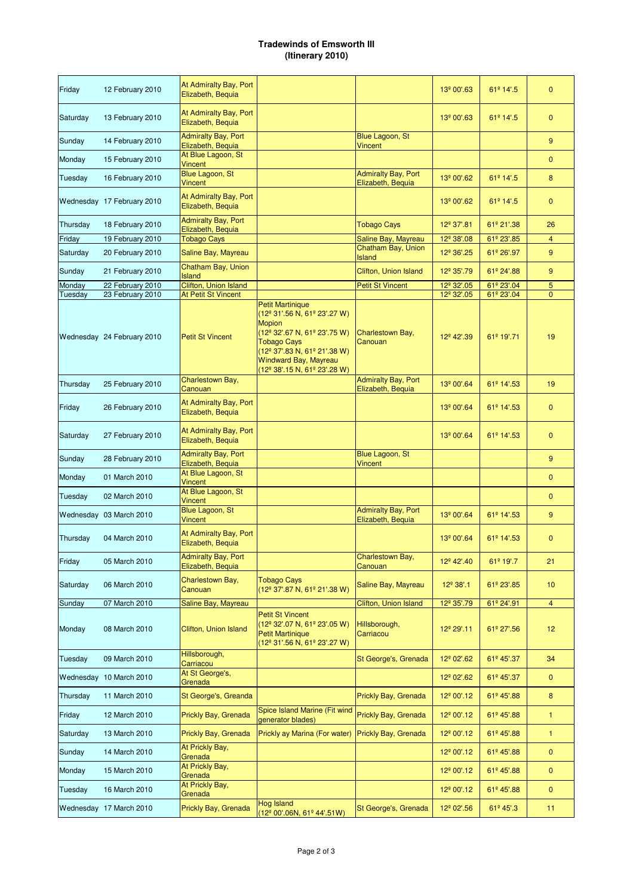**Tradewinds of Emsworth III**
**(Itinerary 2010)**

| | | | | | | | |
|---|---|---|---|---|---|---|---|
| Friday | 12 February 2010 | At Admiralty Bay, Port Elizabeth, Bequia | | | 13º 00'.63 | 61º 14'.5 | 0 |
| Saturday | 13 February 2010 | At Admiralty Bay, Port Elizabeth, Bequia | | | 13º 00'.63 | 61º 14'.5 | 0 |
| Sunday | 14 February 2010 | Admiralty Bay, Port Elizabeth, Bequia | | Blue Lagoon, St Vincent | | | 9 |
| Monday | 15 February 2010 | At Blue Lagoon, St Vincent | | | | | 0 |
| Tuesday | 16 February 2010 | Blue Lagoon, St Vincent | | Admiralty Bay, Port Elizabeth, Bequia | 13º 00'.62 | 61º 14'.5 | 8 |
| Wednesday | 17 February 2010 | At Admiralty Bay, Port Elizabeth, Bequia | | | 13º 00'.62 | 61º 14'.5 | 0 |
| Thursday | 18 February 2010 | Admiralty Bay, Port Elizabeth, Bequia | | Tobago Cays | 12º 37'.81 | 61º 21'.38 | 26 |
| Friday | 19 February 2010 | Tobago Cays | | Saline Bay, Mayreau | 12º 38'.08 | 61º 23'.85 | 4 |
| Saturday | 20 February 2010 | Saline Bay, Mayreau | | Chatham Bay, Union Island | 12º 36'.25 | 61º 26'.97 | 9 |
| Sunday | 21 February 2010 | Chatham Bay, Union Island | | Clifton, Union Island | 12º 35'.79 | 61º 24'.88 | 9 |
| Monday | 22 February 2010 | Clifton, Union Island | | Petit St Vincent | 12º 32'.05 | 61º 23'.04 | 5 |
| Tuesday | 23 February 2010 | At Petit St Vincent | | | 12º 32'.05 | 61º 23'.04 | 0 |
| Wednesday | 24 February 2010 | Petit St Vincent | Petit Martinique (12º 31'.56 N, 61º 23'.27 W) Mopion (12º 32'.67 N, 61º 23'.75 W) Tobago Cays (12º 37'.83 N, 61º 21'.38 W) Windward Bay, Mayreau (12º 38'.15 N, 61º 23'.28 W) | Charlestown Bay, Canouan | 12º 42'.39 | 61º 19'.71 | 19 |
| Thursday | 25 February 2010 | Charlestown Bay, Canouan | | Admiralty Bay, Port Elizabeth, Bequia | 13º 00'.64 | 61º 14'.53 | 19 |
| Friday | 26 February 2010 | At Admiralty Bay, Port Elizabeth, Bequia | | | 13º 00'.64 | 61º 14'.53 | 0 |
| Saturday | 27 February 2010 | At Admiralty Bay, Port Elizabeth, Bequia | | | 13º 00'.64 | 61º 14'.53 | 0 |
| Sunday | 28 February 2010 | Admiralty Bay, Port Elizabeth, Bequia | | Blue Lagoon, St Vincent | | | 9 |
| Monday | 01 March 2010 | At Blue Lagoon, St Vincent | | | | | 0 |
| Tuesday | 02 March 2010 | At Blue Lagoon, St Vincent | | | | | 0 |
| Wednesday | 03 March 2010 | Blue Lagoon, St Vincent | | Admiralty Bay, Port Elizabeth, Bequia | 13º 00'.64 | 61º 14'.53 | 9 |
| Thursday | 04 March 2010 | At Admiralty Bay, Port Elizabeth, Bequia | | | 13º 00'.64 | 61º 14'.53 | 0 |
| Friday | 05 March 2010 | Admiralty Bay, Port Elizabeth, Bequia | | Charlestown Bay, Canouan | 12º 42'.40 | 61º 19'.7 | 21 |
| Saturday | 06 March 2010 | Charlestown Bay, Canouan | Tobago Cays (12º 37'.87 N, 61º 21'.38 W) | Saline Bay, Mayreau | 12º 38'.1 | 61º 23'.85 | 10 |
| Sunday | 07 March 2010 | Saline Bay, Mayreau | | Clifton, Union Island | 12º 35'.79 | 61º 24'.91 | 4 |
| Monday | 08 March 2010 | Clifton, Union Island | Petit St Vincent (12º 32'.07 N, 61º 23'.05 W) Petit Martinique (12º 31'.56 N, 61º 23'.27 W) | Hillsborough, Carriacou | 12º 29'.11 | 61º 27'.56 | 12 |
| Tuesday | 09 March 2010 | Hillsborough, Carriacou | | St George's, Grenada | 12º 02'.62 | 61º 45'.37 | 34 |
| Wednesday | 10 March 2010 | At St George's, Grenada | | | 12º 02'.62 | 61º 45'.37 | 0 |
| Thursday | 11 March 2010 | St George's, Greanda | | Prickly Bay, Grenada | 12º 00'.12 | 61º 45'.88 | 8 |
| Friday | 12 March 2010 | Prickly Bay, Grenada | Spice Island Marine (Fit wind generator blades) | Prickly Bay, Grenada | 12º 00'.12 | 61º 45'.88 | 1 |
| Saturday | 13 March 2010 | Prickly Bay, Grenada | Prickly ay Marina (For water) | Prickly Bay, Grenada | 12º 00'.12 | 61º 45'.88 | 1 |
| Sunday | 14 March 2010 | At Prickly Bay, Grenada | | | 12º 00'.12 | 61º 45'.88 | 0 |
| Monday | 15 March 2010 | At Prickly Bay, Grenada | | | 12º 00'.12 | 61º 45'.88 | 0 |
| Tuesday | 16 March 2010 | At Prickly Bay, Grenada | | | 12º 00'.12 | 61º 45'.88 | 0 |
| Wednesday | 17 March 2010 | Prickly Bay, Grenada | Hog Island (12º 00'.06N, 61º 44'.51W) | St George's, Grenada | 12º 02'.56 | 61º 45'.3 | 11 |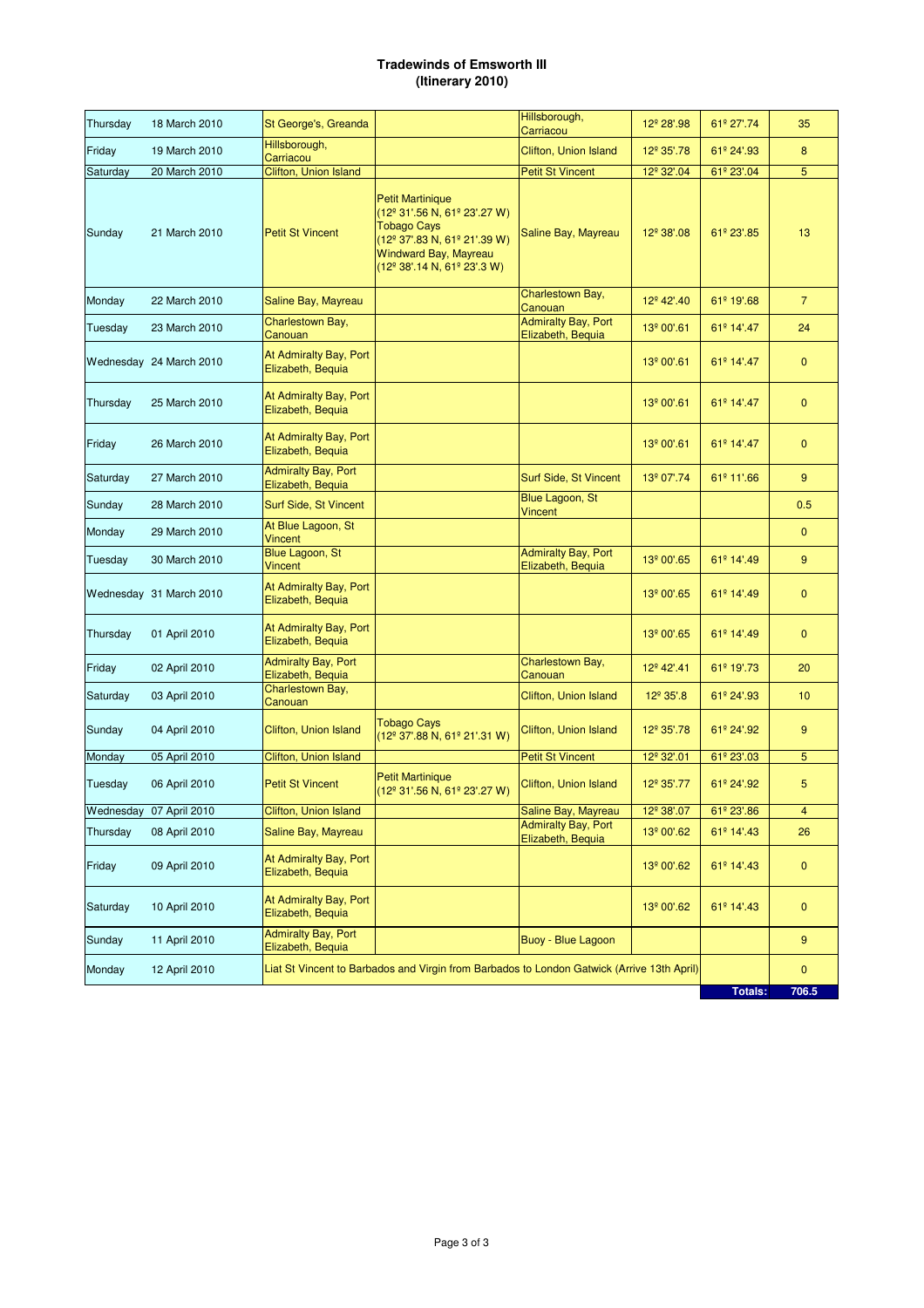**Tradewinds of Emsworth III**
**(Itinerary 2010)**

| | | | | | | | |
|---|---|---|---|---|---|---|---|
| Thursday | 18 March 2010 | St George's, Greanda | | Hillsborough, Carriacou | 12º 28'.98 | 61º 27'.74 | 35 |
| Friday | 19 March 2010 | Hillsborough, Carriacou | | Clifton, Union Island | 12º 35'.78 | 61º 24'.93 | 8 |
| Saturday | 20 March 2010 | Clifton, Union Island | | Petit St Vincent | 12º 32'.04 | 61º 23'.04 | 5 |
| Sunday | 21 March 2010 | Petit St Vincent | Petit Martinique (12º 31'.56 N, 61º 23'.27 W) Tobago Cays (12º 37'.83 N, 61º 21'.39 W) Windward Bay, Mayreau (12º 38'.14 N, 61º 23'.3 W) | Saline Bay, Mayreau | 12º 38'.08 | 61º 23'.85 | 13 |
| Monday | 22 March 2010 | Saline Bay, Mayreau | | Charlestown Bay, Canouan | 12º 42'.40 | 61º 19'.68 | 7 |
| Tuesday | 23 March 2010 | Charlestown Bay, Canouan | | Admiralty Bay, Port Elizabeth, Bequia | 13º 00'.61 | 61º 14'.47 | 24 |
| Wednesday | 24 March 2010 | At Admiralty Bay, Port Elizabeth, Bequia | | | 13º 00'.61 | 61º 14'.47 | 0 |
| Thursday | 25 March 2010 | At Admiralty Bay, Port Elizabeth, Bequia | | | 13º 00'.61 | 61º 14'.47 | 0 |
| Friday | 26 March 2010 | At Admiralty Bay, Port Elizabeth, Bequia | | | 13º 00'.61 | 61º 14'.47 | 0 |
| Saturday | 27 March 2010 | Admiralty Bay, Port Elizabeth, Bequia | | Surf Side, St Vincent | 13º 07'.74 | 61º 11'.66 | 9 |
| Sunday | 28 March 2010 | Surf Side, St Vincent | | Blue Lagoon, St Vincent | | | 0.5 |
| Monday | 29 March 2010 | At Blue Lagoon, St Vincent | | | | | 0 |
| Tuesday | 30 March 2010 | Blue Lagoon, St Vincent | | Admiralty Bay, Port Elizabeth, Bequia | 13º 00'.65 | 61º 14'.49 | 9 |
| Wednesday | 31 March 2010 | At Admiralty Bay, Port Elizabeth, Bequia | | | 13º 00'.65 | 61º 14'.49 | 0 |
| Thursday | 01 April 2010 | At Admiralty Bay, Port Elizabeth, Bequia | | | 13º 00'.65 | 61º 14'.49 | 0 |
| Friday | 02 April 2010 | Admiralty Bay, Port Elizabeth, Bequia | | Charlestown Bay, Canouan | 12º 42'.41 | 61º 19'.73 | 20 |
| Saturday | 03 April 2010 | Charlestown Bay, Canouan | | Clifton, Union Island | 12º 35'.8 | 61º 24'.93 | 10 |
| Sunday | 04 April 2010 | Clifton, Union Island | Tobago Cays (12º 37'.88 N, 61º 21'.31 W) | Clifton, Union Island | 12º 35'.78 | 61º 24'.92 | 9 |
| Monday | 05 April 2010 | Clifton, Union Island | | Petit St Vincent | 12º 32'.01 | 61º 23'.03 | 5 |
| Tuesday | 06 April 2010 | Petit St Vincent | Petit Martinique (12º 31'.56 N, 61º 23'.27 W) | Clifton, Union Island | 12º 35'.77 | 61º 24'.92 | 5 |
| Wednesday | 07 April 2010 | Clifton, Union Island | | Saline Bay, Mayreau | 12º 38'.07 | 61º 23'.86 | 4 |
| Thursday | 08 April 2010 | Saline Bay, Mayreau | | Admiralty Bay, Port Elizabeth, Bequia | 13º 00'.62 | 61º 14'.43 | 26 |
| Friday | 09 April 2010 | At Admiralty Bay, Port Elizabeth, Bequia | | | 13º 00'.62 | 61º 14'.43 | 0 |
| Saturday | 10 April 2010 | At Admiralty Bay, Port Elizabeth, Bequia | | | 13º 00'.62 | 61º 14'.43 | 0 |
| Sunday | 11 April 2010 | Admiralty Bay, Port Elizabeth, Bequia | | Buoy - Blue Lagoon | | | 9 |
| Monday | 12 April 2010 | Liat St Vincent to Barbados and Virgin from Barbados to London Gatwick (Arrive 13th April) | | | | | 0 |
| | | | | | | **Totals:** | **706.5** |